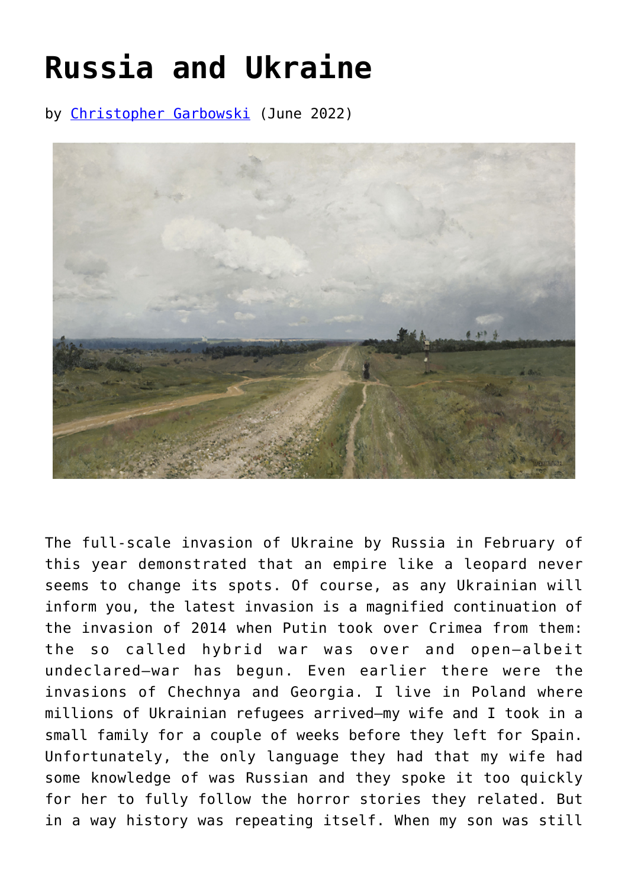# Russia and Ukraine

by [Christopher Garbowski](Christopher Garbowski) (June 2022)

The full-scale invasion of Ukraine by Russia in February of this year demonstrated that an empire like a leopard never seems to change its spots. Of course, as any Ukrainian will inform you, the latest invasion is a magnified continuation of the invasion of 2014 when Putin took over Crimea from them: the so called hybrid war was over and open—albeit undeclared—war has begun. Even earlier there were the invasions of Chechnya and Georgia. I live in Poland where millions of Ukrainian refugees arrived—my wife and I took in a small family for a couple of weeks before they left for Spain. Unfortunately, the only language they had that my wife had some knowledge of was Russian and they spoke it too quickly for her to fully follow the horror stories they related. But in a way history was repeating itself. When my son was still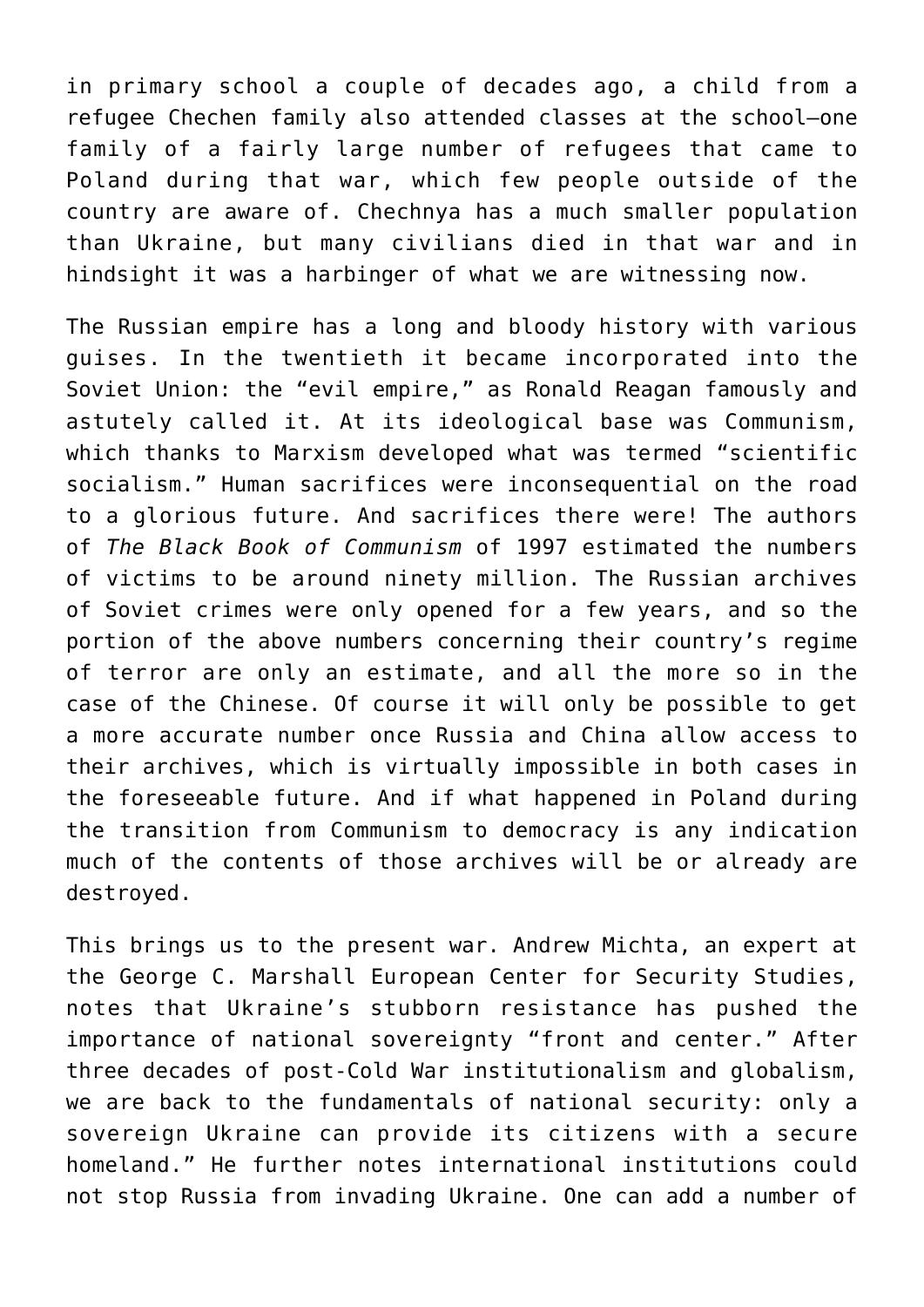in primary school a couple of decades ago, a child from a refugee Chechen family also attended classes at the school—one family of a fairly large number of refugees that came to Poland during that war, which few people outside of the country are aware of. Chechnya has a much smaller population than Ukraine, but many civilians died in that war and in hindsight it was a harbinger of what we are witnessing now.

The Russian empire has a long and bloody history with various guises. In the twentieth it became incorporated into the Soviet Union: the "evil empire," as Ronald Reagan famously and astutely called it. At its ideological base was Communism, which thanks to Marxism developed what was termed "scientific socialism." Human sacrifices were inconsequential on the road to a glorious future. And sacrifices there were! The authors of *The Black Book of Communism* of 1997 estimated the numbers of victims to be around ninety million. The Russian archives of Soviet crimes were only opened for a few years, and so the portion of the above numbers concerning their country's regime of terror are only an estimate, and all the more so in the case of the Chinese. Of course it will only be possible to get a more accurate number once Russia and China allow access to their archives, which is virtually impossible in both cases in the foreseeable future. And if what happened in Poland during the transition from Communism to democracy is any indication much of the contents of those archives will be or already are destroyed.

This brings us to the present war. Andrew Michta, an expert at the George C. Marshall European Center for Security Studies, notes that Ukraine's stubborn resistance has pushed the importance of national sovereignty "front and center." After three decades of post-Cold War institutionalism and globalism, we are back to the fundamentals of national security: only a sovereign Ukraine can provide its citizens with a secure homeland." He further notes international institutions could not stop Russia from invading Ukraine. One can add a number of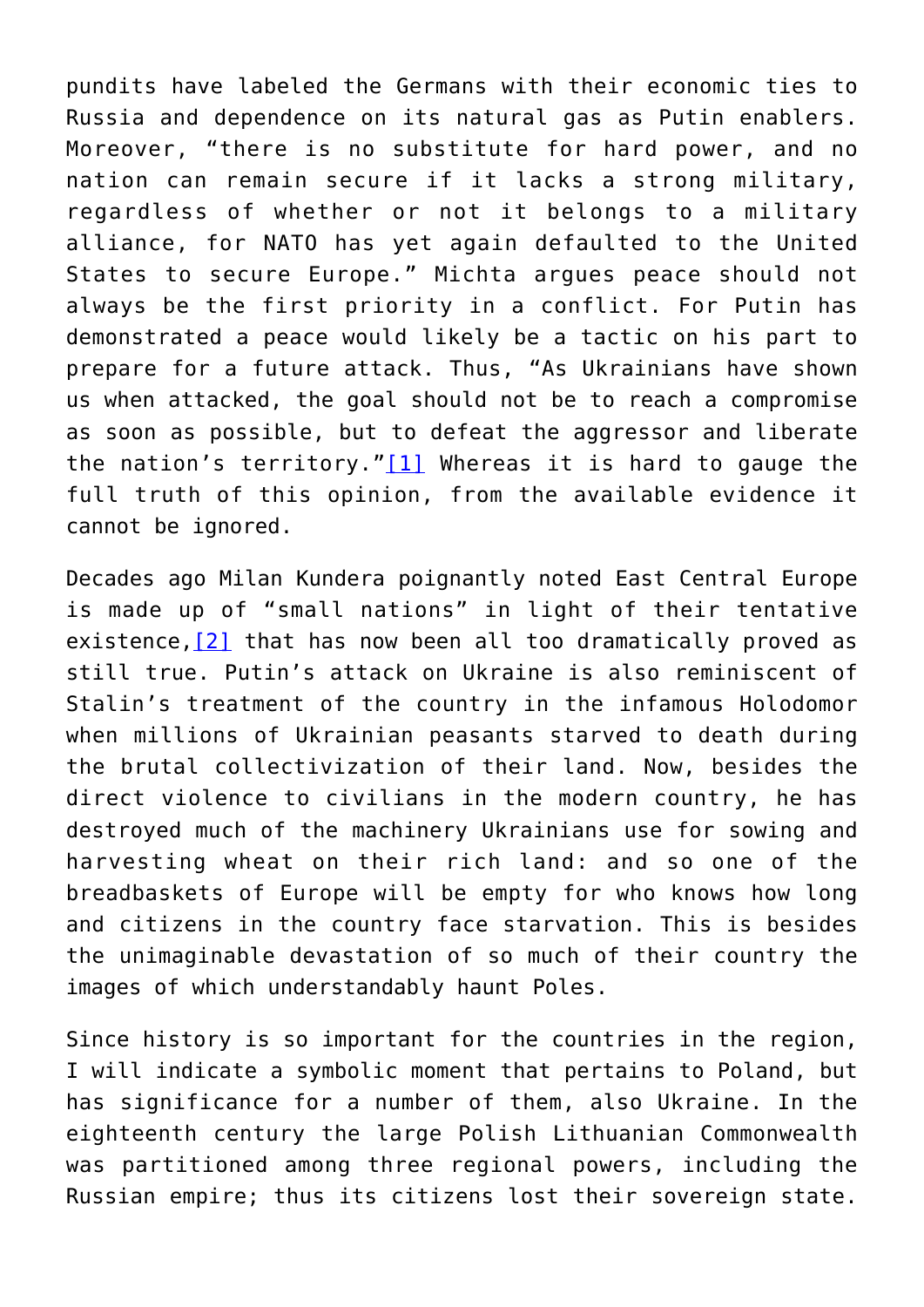pundits have labeled the Germans with their economic ties to Russia and dependence on its natural gas as Putin enablers. Moreover, "there is no substitute for hard power, and no nation can remain secure if it lacks a strong military, regardless of whether or not it belongs to a military alliance, for NATO has yet again defaulted to the United States to secure Europe." Michta argues peace should not always be the first priority in a conflict. For Putin has demonstrated a peace would likely be a tactic on his part to prepare for a future attack. Thus, "As Ukrainians have shown us when attacked, the goal should not be to reach a compromise as soon as possible, but to defeat the aggressor and liberate the nation's territory."[1] Whereas it is hard to gauge the full truth of this opinion, from the available evidence it cannot be ignored.

Decades ago Milan Kundera poignantly noted East Central Europe is made up of "small nations" in light of their tentative existence,[2] that has now been all too dramatically proved as still true. Putin's attack on Ukraine is also reminiscent of Stalin's treatment of the country in the infamous Holodomor when millions of Ukrainian peasants starved to death during the brutal collectivization of their land. Now, besides the direct violence to civilians in the modern country, he has destroyed much of the machinery Ukrainians use for sowing and harvesting wheat on their rich land: and so one of the breadbaskets of Europe will be empty for who knows how long and citizens in the country face starvation. This is besides the unimaginable devastation of so much of their country the images of which understandably haunt Poles.

Since history is so important for the countries in the region, I will indicate a symbolic moment that pertains to Poland, but has significance for a number of them, also Ukraine. In the eighteenth century the large Polish Lithuanian Commonwealth was partitioned among three regional powers, including the Russian empire; thus its citizens lost their sovereign state.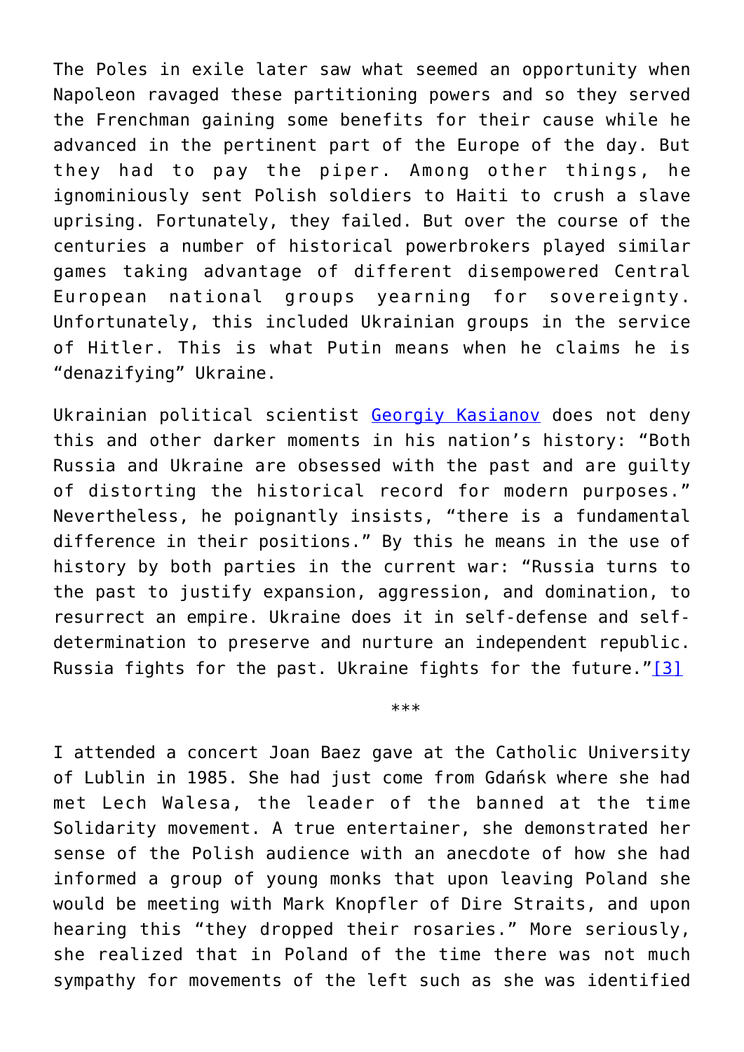The Poles in exile later saw what seemed an opportunity when Napoleon ravaged these partitioning powers and so they served the Frenchman gaining some benefits for their cause while he advanced in the pertinent part of the Europe of the day. But they had to pay the piper. Among other things, he ignominiously sent Polish soldiers to Haiti to crush a slave uprising. Fortunately, they failed. But over the course of the centuries a number of historical powerbrokers played similar games taking advantage of different disempowered Central European national groups yearning for sovereignty. Unfortunately, this included Ukrainian groups in the service of Hitler. This is what Putin means when he claims he is "denazifying" Ukraine.

Ukrainian political scientist Georgiy Kasianov does not deny this and other darker moments in his nation's history: "Both Russia and Ukraine are obsessed with the past and are guilty of distorting the historical record for modern purposes." Nevertheless, he poignantly insists, "there is a fundamental difference in their positions." By this he means in the use of history by both parties in the current war: "Russia turns to the past to justify expansion, aggression, and domination, to resurrect an empire. Ukraine does it in self-defense and self-determination to preserve and nurture an independent republic. Russia fights for the past. Ukraine fights for the future."[3]

***

I attended a concert Joan Baez gave at the Catholic University of Lublin in 1985. She had just come from Gdańsk where she had met Lech Walesa, the leader of the banned at the time Solidarity movement. A true entertainer, she demonstrated her sense of the Polish audience with an anecdote of how she had informed a group of young monks that upon leaving Poland she would be meeting with Mark Knopfler of Dire Straits, and upon hearing this "they dropped their rosaries." More seriously, she realized that in Poland of the time there was not much sympathy for movements of the left such as she was identified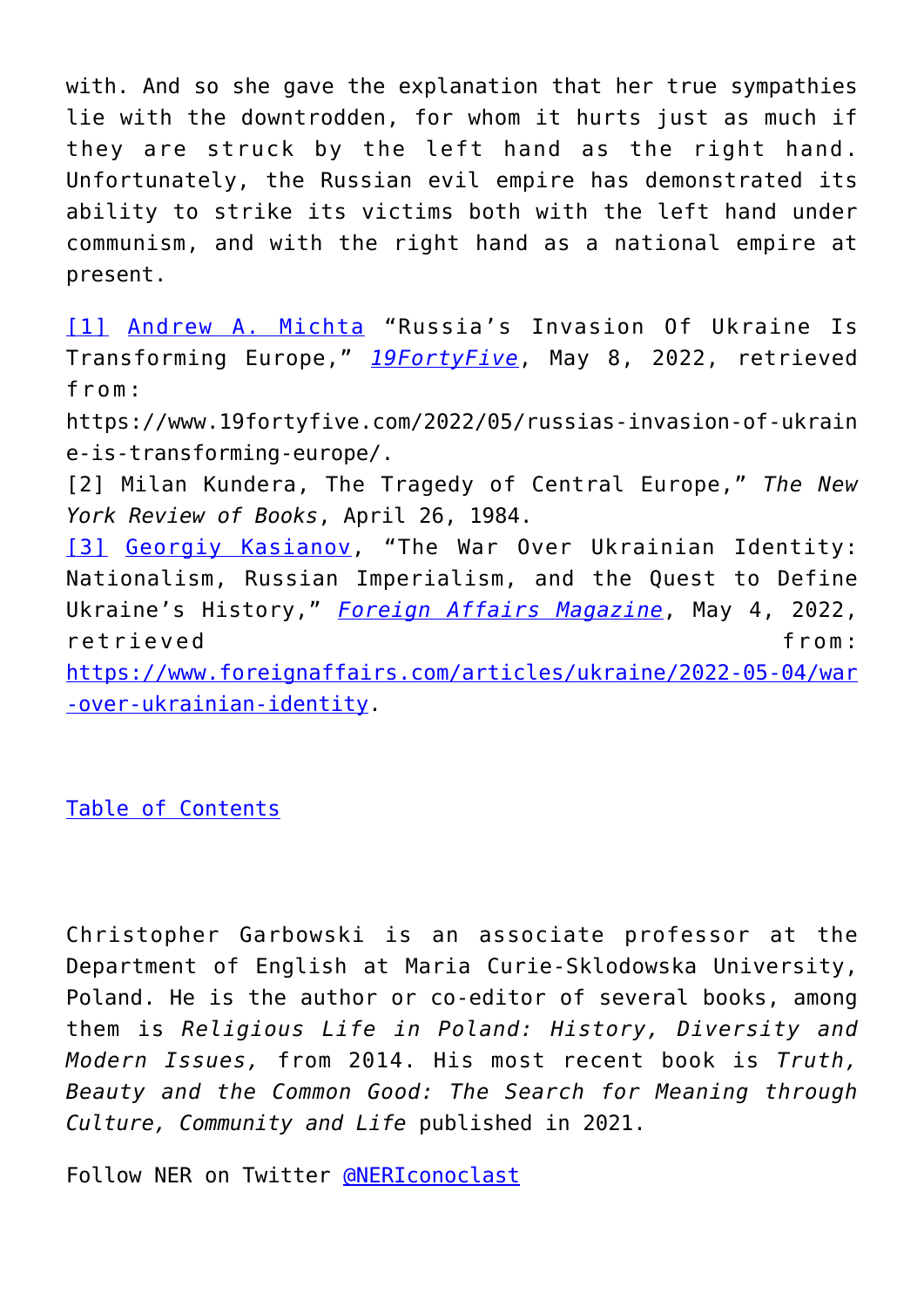with. And so she gave the explanation that her true sympathies lie with the downtrodden, for whom it hurts just as much if they are struck by the left hand as the right hand. Unfortunately, the Russian evil empire has demonstrated its ability to strike its victims both with the left hand under communism, and with the right hand as a national empire at present.

[1] Andrew A. Michta "Russia's Invasion Of Ukraine Is Transforming Europe," *19FortyFive*, May 8, 2022, retrieved from: https://www.19fortyfive.com/2022/05/russias-invasion-of-ukraine-is-transforming-europe/.

[2] Milan Kundera, The Tragedy of Central Europe," *The New York Review of Books*, April 26, 1984.

[3] Georgiy Kasianov, "The War Over Ukrainian Identity: Nationalism, Russian Imperialism, and the Quest to Define Ukraine's History," *Foreign Affairs Magazine*, May 4, 2022, retrieved from: https://www.foreignaffairs.com/articles/ukraine/2022-05-04/war-over-ukrainian-identity.

Table of Contents

Christopher Garbowski is an associate professor at the Department of English at Maria Curie-Sklodowska University, Poland. He is the author or co-editor of several books, among them is *Religious Life in Poland: History, Diversity and Modern Issues,* from 2014. His most recent book is *Truth, Beauty and the Common Good: The Search for Meaning through Culture, Community and Life* published in 2021.

Follow NER on Twitter @NERIconoclast